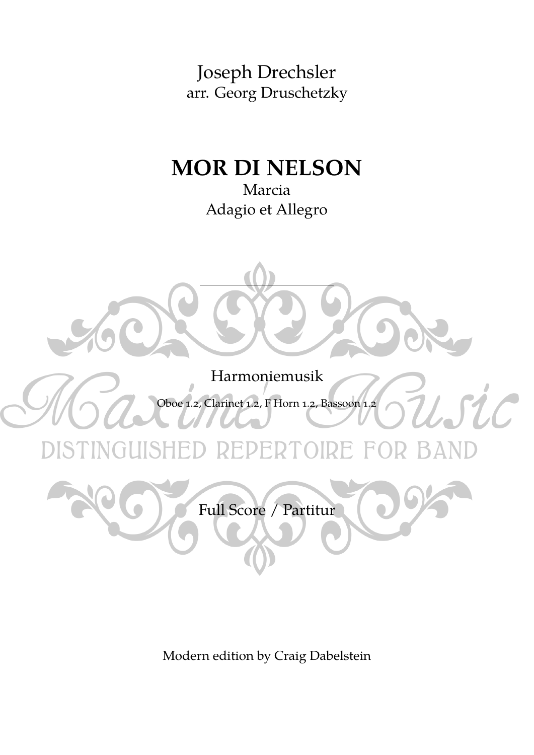Joseph Drechsler
arr. Georg Druschetzky

# MOR DI NELSON

Marcia
Adagio et Allegro

---

Harmoniemusik

Oboe 1.2, Clarinet 1.2, F Horn 1.2, Bassoon 1.2

Full Score / Partitur

Modern edition by Craig Dabelstein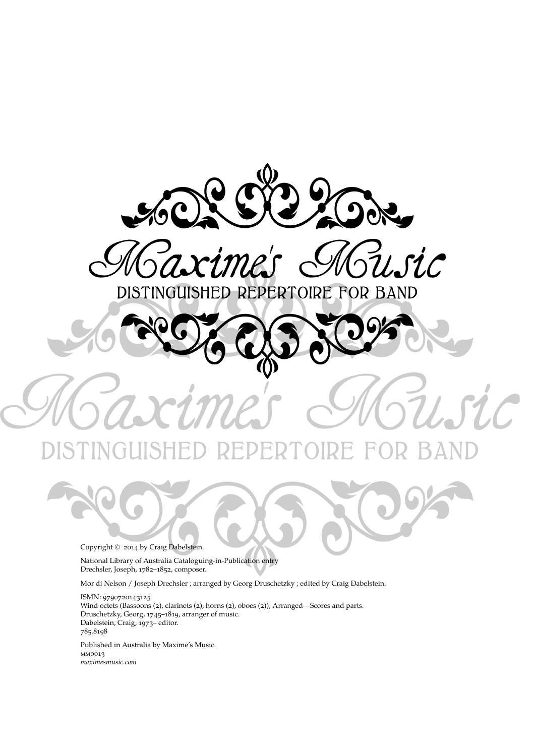# Maxime's Music

DISTINGUISHED REPERTOIRE FOR BAND

Copyright © 2014 by Craig Dabelstein.

National Library of Australia Cataloguing-in-Publication entry
Drechsler, Joseph, 1782–1852, composer.

Mor di Nelson / Joseph Drechsler ; arranged by Georg Druschetzky ; edited by Craig Dabelstein.

ISMN: 9790720143125
Wind octets (Bassoons (2), clarinets (2), horns (2), oboes (2)), Arranged—Scores and parts.
Druschetzky, Georg, 1745–1819, arranger of music.
Dabelstein, Craig, 1973– editor.
785.8198

Published in Australia by Maxime's Music.
MM0013
*maximesmusic.com*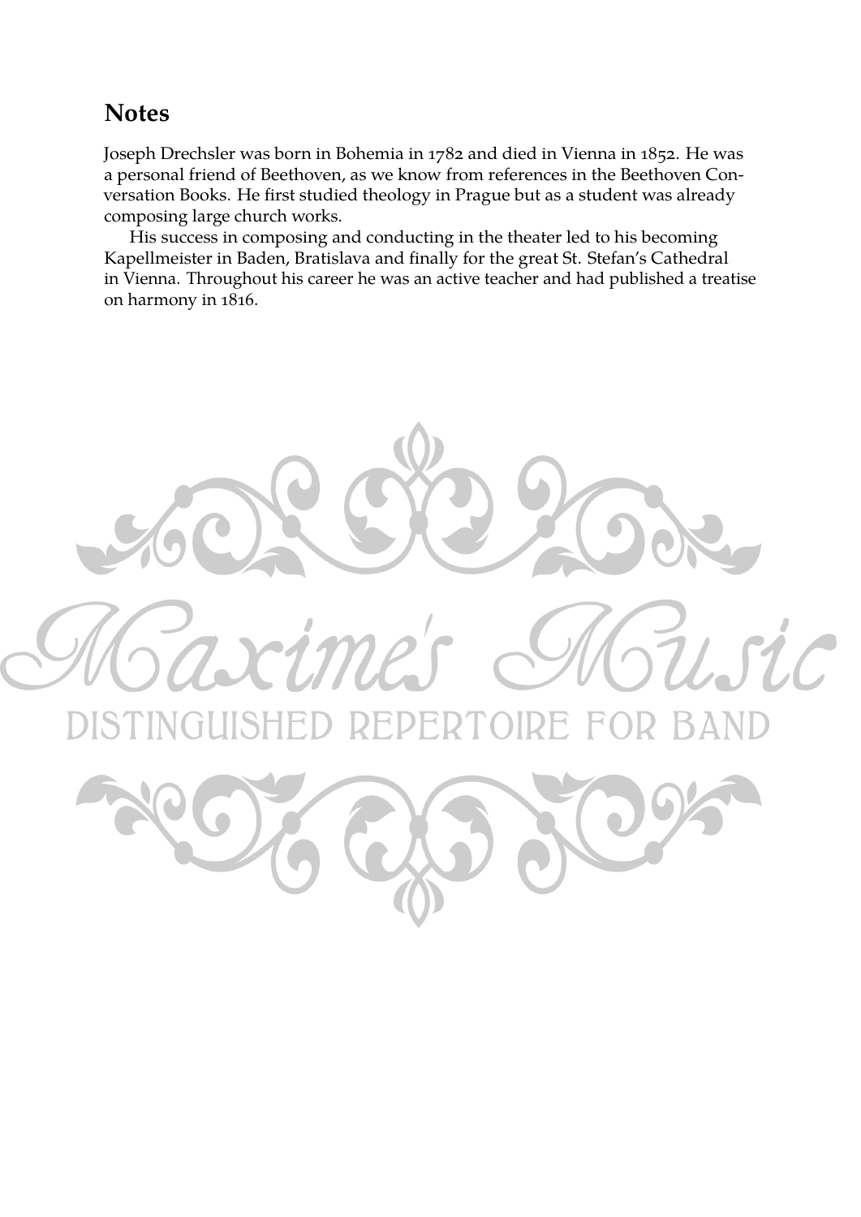## Notes

Joseph Drechsler was born in Bohemia in 1782 and died in Vienna in 1852. He was a personal friend of Beethoven, as we know from references in the Beethoven Conversation Books. He first studied theology in Prague but as a student was already composing large church works.

His success in composing and conducting in the theater led to his becoming Kapellmeister in Baden, Bratislava and finally for the great St. Stefan's Cathedral in Vienna. Throughout his career he was an active teacher and had published a treatise on harmony in 1816.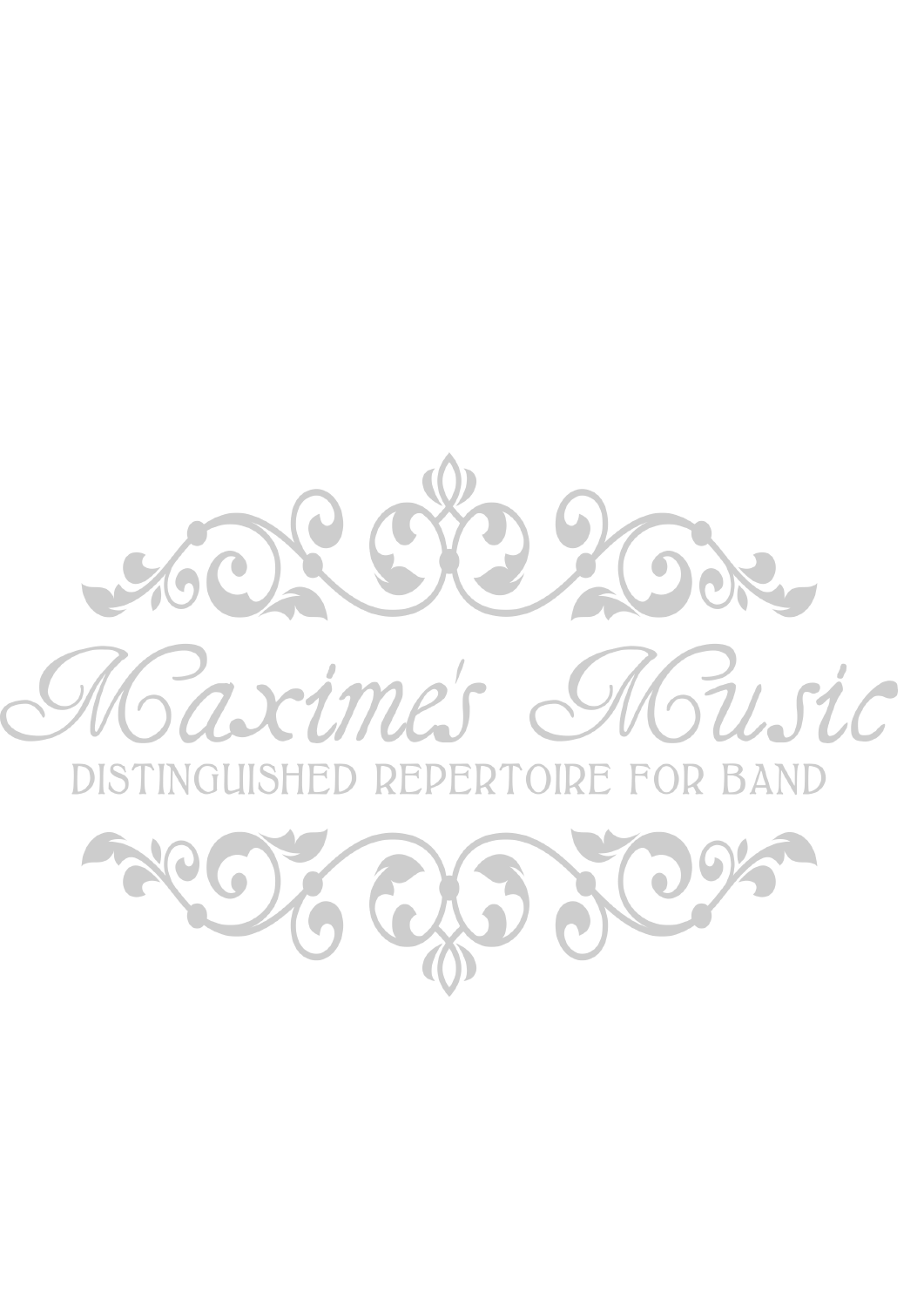Maxime's Music

DISTINGUISHED REPERTOIRE FOR BAND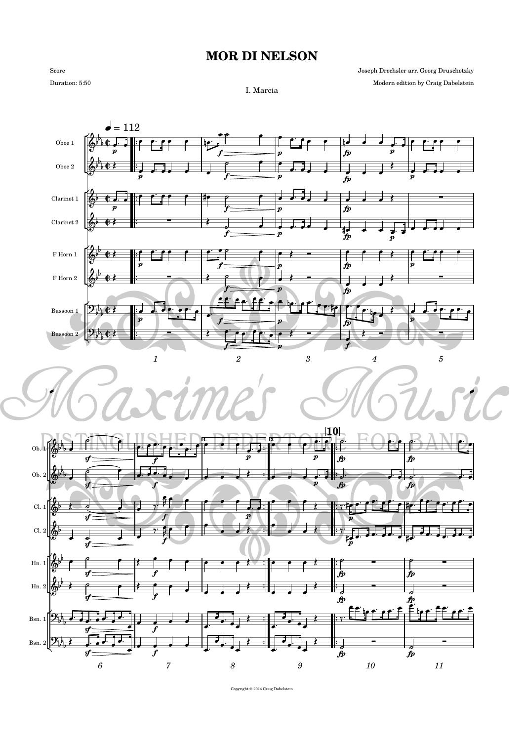# MOR DI NELSON

Score

Duration: 5:50

Joseph Drechsler arr. Georg Druschetzky

Modern edition by Craig Dabelstein

I. Marcia

Copyright © 2014 Craig Dabelstein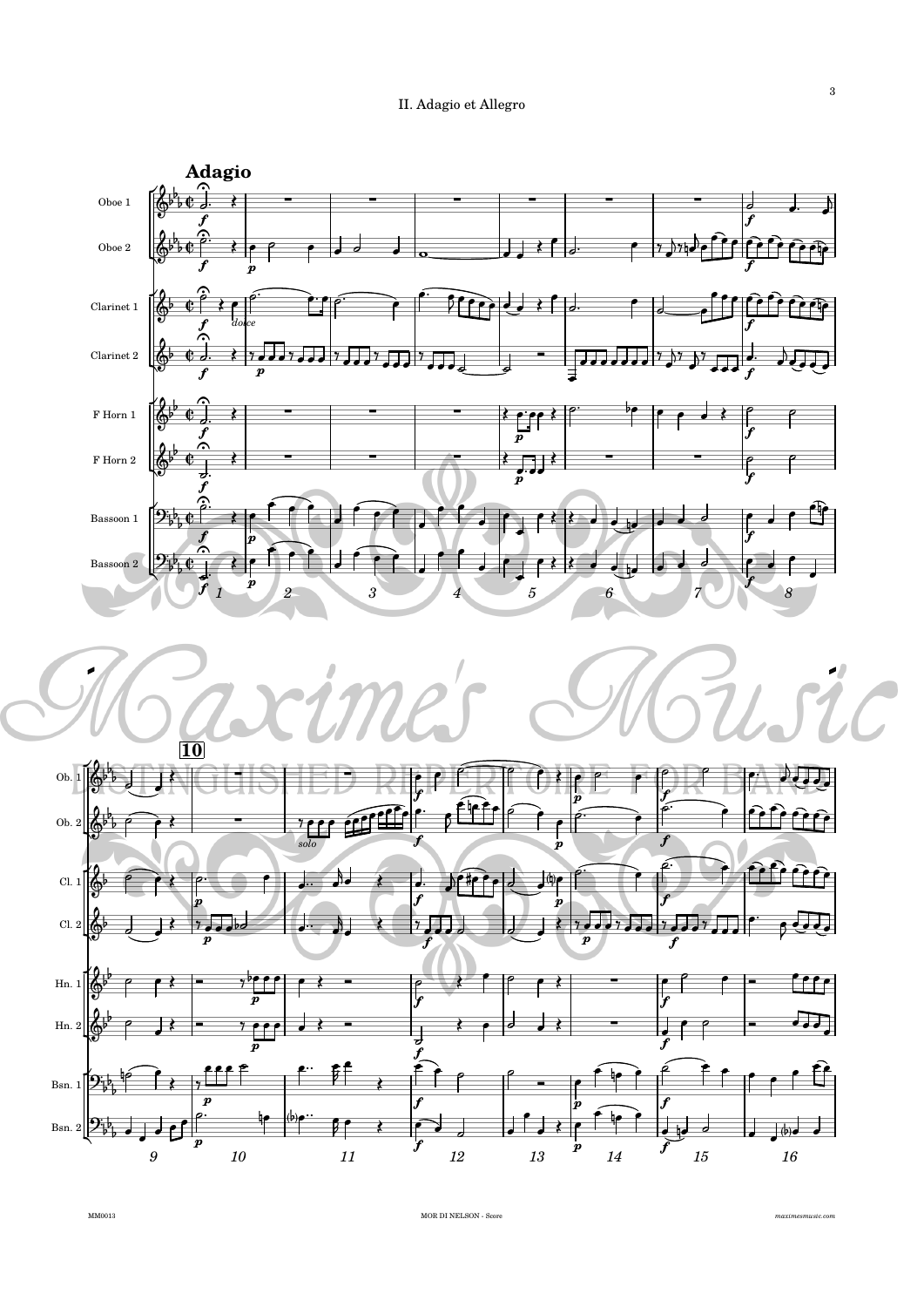## II. Adagio et Allegro

**Adagio**

Oboe 1

Oboe 2

Clarinet 1

Clarinet 2

F Horn 1

F Horn 2

Bassoon 1

Bassoon 2

*dolce*

*solo*

Ob. 1

Ob. 2

Cl. 1

Cl. 2

Hn. 1

Hn. 2

Bsn. 1

Bsn. 2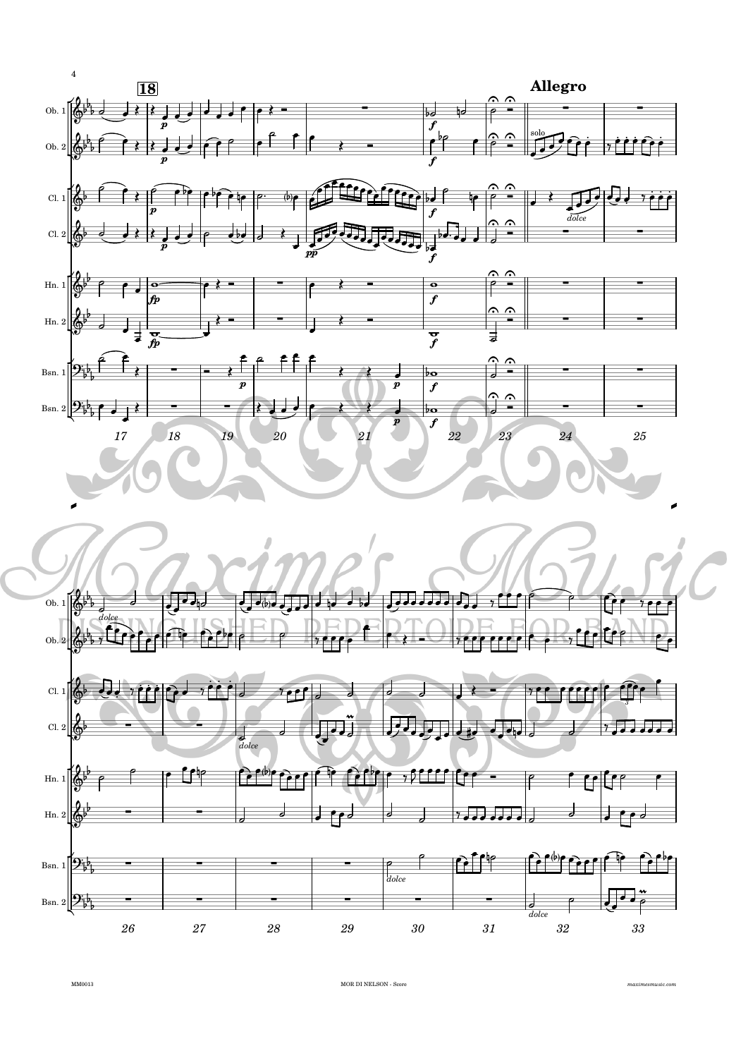**Allegro**